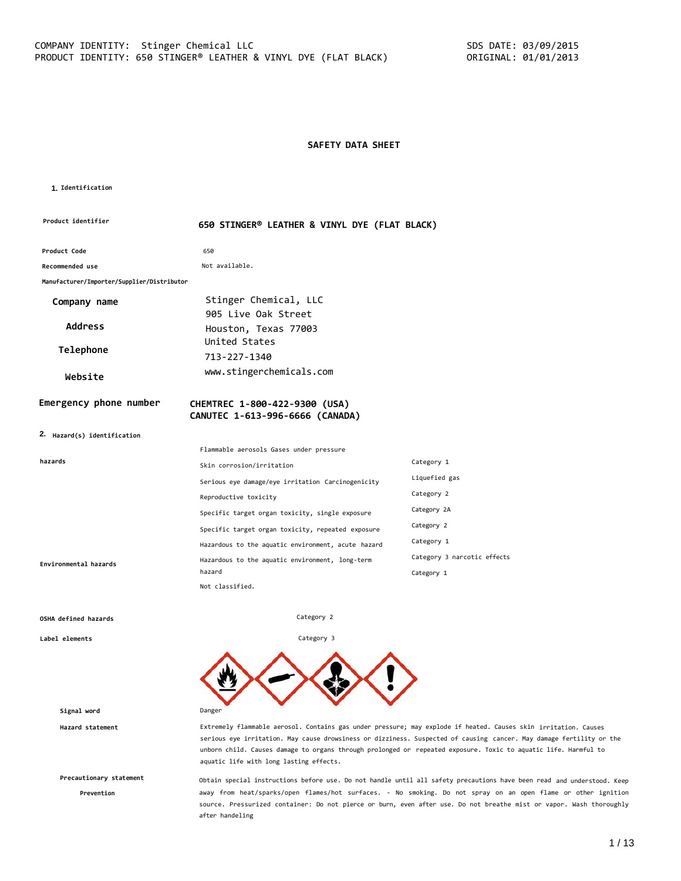COMPANY IDENTITY: Stinger Chemical LLC
PRODUCT IDENTITY: 650 STINGER® LEATHER & VINYL DYE (FLAT BLACK)

SDS DATE: 03/09/2015
ORIGINAL: 01/01/2013

# SAFETY DATA SHEET

## 1. Identification

| | |
|---|---|
| **Product identifier** | **650 STINGER® LEATHER & VINYL DYE (FLAT BLACK)** |
| **Product Code** | 650 |
| **Recommended use** | Not available. |
| **Manufacturer/Importer/Supplier/Distributor** | |
| **Company name** | Stinger Chemical, LLC |
| **Address** | 905 Live Oak Street<br>Houston, Texas 77003<br>United States |
| **Telephone** | 713-227-1340 |
| **Website** | www.stingerchemicals.com |
| **Emergency phone number** | **CHEMTREC 1-800-422-9300 (USA)**<br>**CANUTEC 1-613-996-6666 (CANADA)** |

## 2. Hazard(s) identification

**hazards**

Flammable aerosols Gases under pressure

| | |
|---|---|
| Skin corrosion/irritation | Category 1 |
| Serious eye damage/eye irritation Carcinogenicity | Liquefied gas |
| Reproductive toxicity | Category 2 |
| Specific target organ toxicity, single exposure | Category 2A |
| Specific target organ toxicity, repeated exposure | Category 2 |
| Hazardous to the aquatic environment, acute hazard | Category 1 |
| Hazardous to the aquatic environment, long-term hazard | Category 3 narcotic effects |
| | Category 1 |

**Environmental hazards**

Not classified.

**OSHA defined hazards**

Category 2

**Label elements**

Category 3

**Signal word** Danger

**Hazard statement** Extremely flammable aerosol. Contains gas under pressure; may explode if heated. Causes skin irritation. Causes serious eye irritation. May cause drowsiness or dizziness. Suspected of causing cancer. May damage fertility or the unborn child. Causes damage to organs through prolonged or repeated exposure. Toxic to aquatic life. Harmful to aquatic life with long lasting effects.

**Precautionary statement**

**Prevention** Obtain special instructions before use. Do not handle until all safety precautions have been read and understood. Keep away from heat/sparks/open flames/hot surfaces. - No smoking. Do not spray on an open flame or other ignition source. Pressurized container: Do not pierce or burn, even after use. Do not breathe mist or vapor. Wash thoroughly after handeling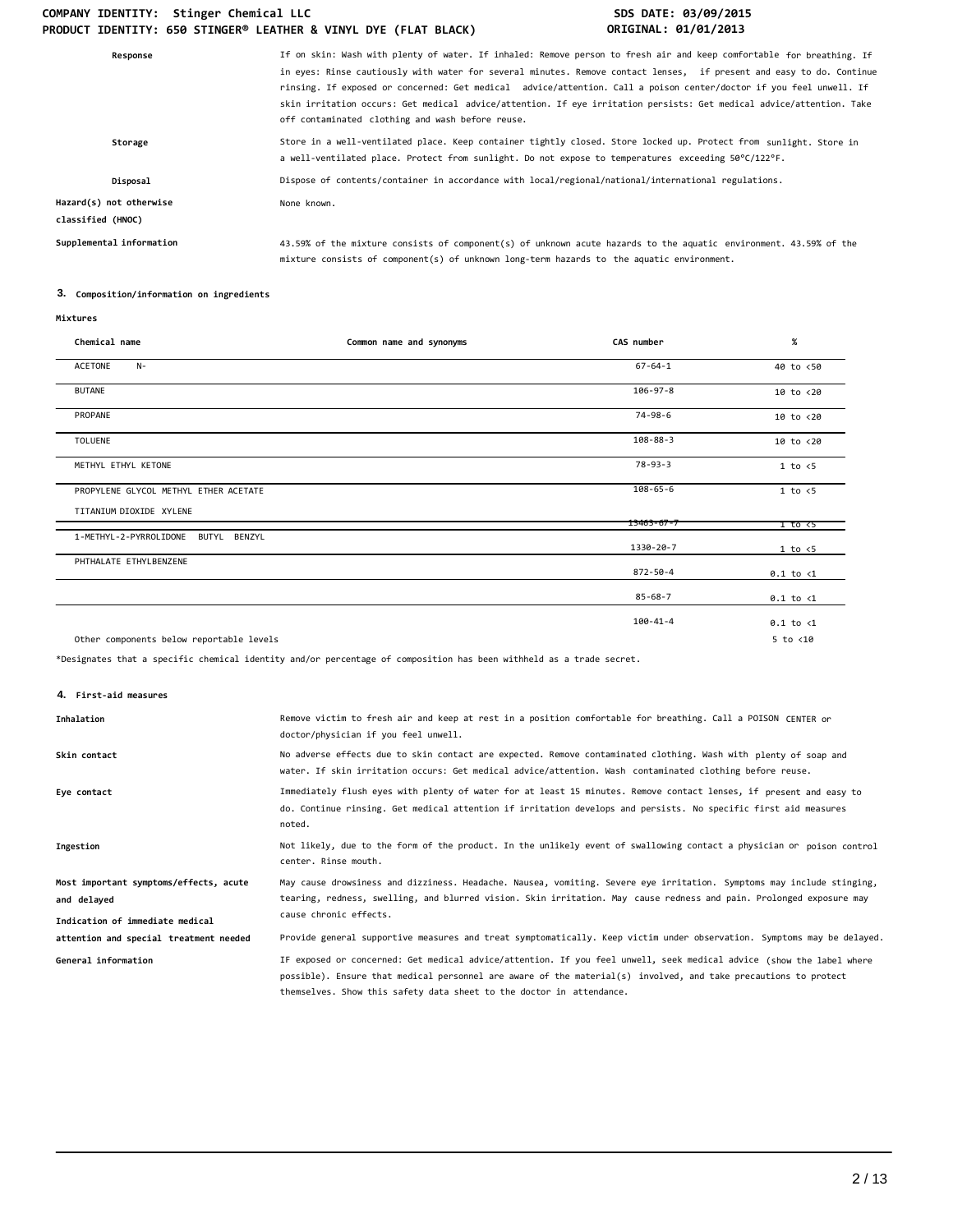| | |
|---|---|
| **Response** | If on skin: Wash with plenty of water. If inhaled: Remove person to fresh air and keep comfortable for breathing. If in eyes: Rinse cautiously with water for several minutes. Remove contact lenses, if present and easy to do. Continue rinsing. If exposed or concerned: Get medical advice/attention. Call a poison center/doctor if you feel unwell. If skin irritation occurs: Get medical advice/attention. If eye irritation persists: Get medical advice/attention. Take off contaminated clothing and wash before reuse. |
| **Storage** | Store in a well-ventilated place. Keep container tightly closed. Store locked up. Protect from sunlight. Store in a well-ventilated place. Protect from sunlight. Do not expose to temperatures exceeding 50°C/122°F. |
| **Disposal** | Dispose of contents/container in accordance with local/regional/national/international regulations. |
| **Hazard(s) not otherwise classified (HNOC)** | None known. |
| **Supplemental information** | 43.59% of the mixture consists of component(s) of unknown acute hazards to the aquatic environment. 43.59% of the mixture consists of component(s) of unknown long-term hazards to the aquatic environment. |

## 3. Composition/information on ingredients

**Mixtures**

| Chemical name | Common name and synonyms | CAS number | % |
|---|---|---|---|
| ACETONE N- | | 67-64-1 | 40 to <50 |
| BUTANE | | 106-97-8 | 10 to <20 |
| PROPANE | | 74-98-6 | 10 to <20 |
| TOLUENE | | 108-88-3 | 10 to <20 |
| METHYL ETHYL KETONE | | 78-93-3 | 1 to <5 |
| PROPYLENE GLYCOL METHYL ETHER ACETATE | | 108-65-6 | 1 to <5 |
| TITANIUM DIOXIDE XYLENE | | 13463-67-7 | 1 to <5 |
| 1-METHYL-2-PYRROLIDONE BUTYL BENZYL | | 1330-20-7 | 1 to <5 |
| PHTHALATE ETHYLBENZENE | | 872-50-4 | 0.1 to <1 |
| | | 85-68-7 | 0.1 to <1 |
| | | 100-41-4 | 0.1 to <1 |
| Other components below reportable levels | | | 5 to <10 |

*Designates that a specific chemical identity and/or percentage of composition has been withheld as a trade secret.

## 4. First-aid measures

| | |
|---|---|
| **Inhalation** | Remove victim to fresh air and keep at rest in a position comfortable for breathing. Call a POISON CENTER or doctor/physician if you feel unwell. |
| **Skin contact** | No adverse effects due to skin contact are expected. Remove contaminated clothing. Wash with plenty of soap and water. If skin irritation occurs: Get medical advice/attention. Wash contaminated clothing before reuse. |
| **Eye contact** | Immediately flush eyes with plenty of water for at least 15 minutes. Remove contact lenses, if present and easy to do. Continue rinsing. Get medical attention if irritation develops and persists. No specific first aid measures noted. |
| **Ingestion** | Not likely, due to the form of the product. In the unlikely event of swallowing contact a physician or poison control center. Rinse mouth. |
| **Most important symptoms/effects, acute and delayed** | May cause drowsiness and dizziness. Headache. Nausea, vomiting. Severe eye irritation. Symptoms may include stinging, tearing, redness, swelling, and blurred vision. Skin irritation. May cause redness and pain. Prolonged exposure may cause chronic effects. |
| **Indication of immediate medical attention and special treatment needed** | Provide general supportive measures and treat symptomatically. Keep victim under observation. Symptoms may be delayed. |
| **General information** | IF exposed or concerned: Get medical advice/attention. If you feel unwell, seek medical advice (show the label where possible). Ensure that medical personnel are aware of the material(s) involved, and take precautions to protect themselves. Show this safety data sheet to the doctor in attendance. |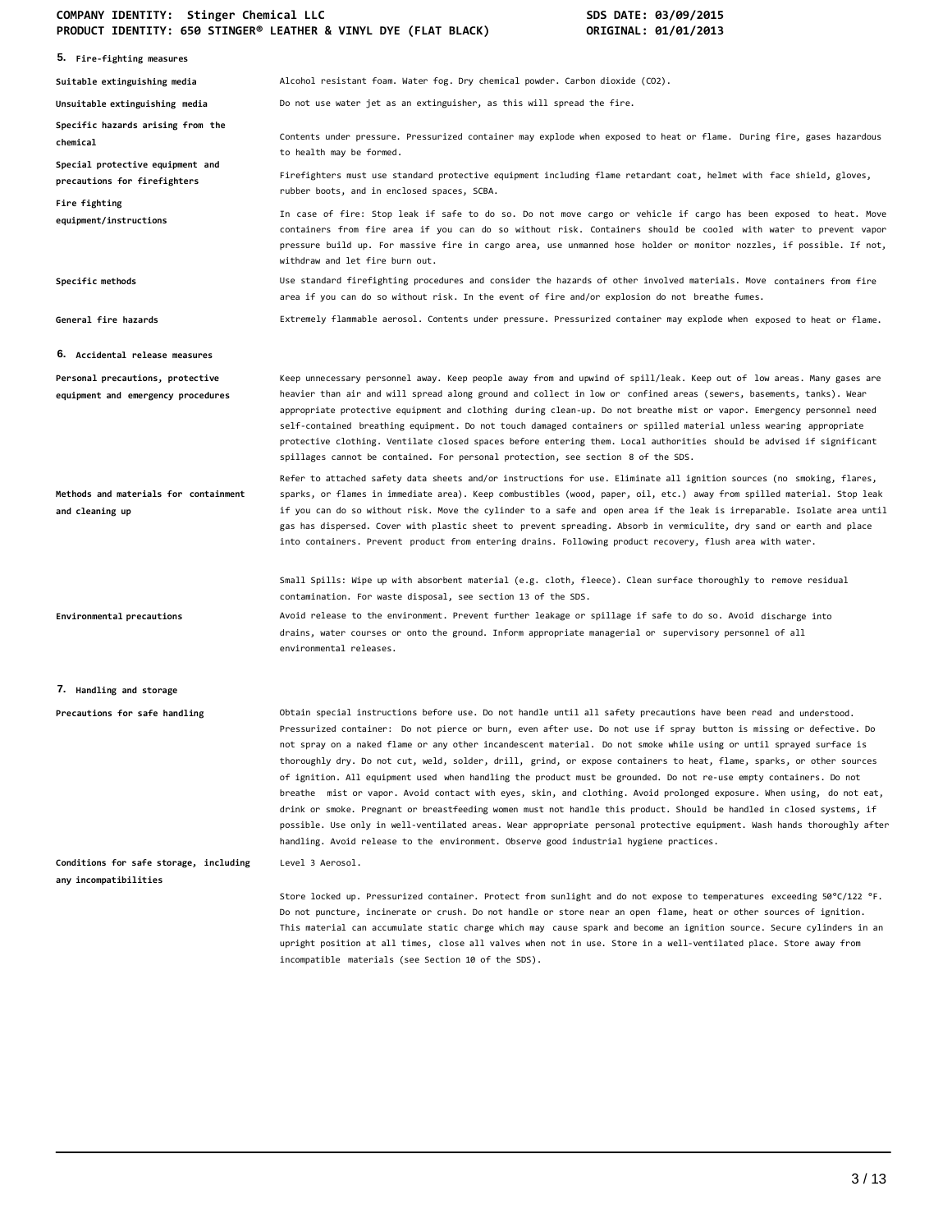## 5. Fire-fighting measures

| | |
|---|---|
| Suitable extinguishing media | Alcohol resistant foam. Water fog. Dry chemical powder. Carbon dioxide ($CO_2$). |
| Unsuitable extinguishing media | Do not use water jet as an extinguisher, as this will spread the fire. |
| Specific hazards arising from the chemical | Contents under pressure. Pressurized container may explode when exposed to heat or flame. During fire, gases hazardous to health may be formed. |
| Special protective equipment and precautions for firefighters | Firefighters must use standard protective equipment including flame retardant coat, helmet with face shield, gloves, rubber boots, and in enclosed spaces, SCBA. |
| Fire fighting equipment/instructions | In case of fire: Stop leak if safe to do so. Do not move cargo or vehicle if cargo has been exposed to heat. Move containers from fire area if you can do so without risk. Containers should be cooled with water to prevent vapor pressure build up. For massive fire in cargo area, use unmanned hose holder or monitor nozzles, if possible. If not, withdraw and let fire burn out. |
| Specific methods | Use standard firefighting procedures and consider the hazards of other involved materials. Move containers from fire area if you can do so without risk. In the event of fire and/or explosion do not breathe fumes. |
| General fire hazards | Extremely flammable aerosol. Contents under pressure. Pressurized container may explode when exposed to heat or flame. |

## 6. Accidental release measures

| | |
|---|---|
| Personal precautions, protective equipment and emergency procedures | Keep unnecessary personnel away. Keep people away from and upwind of spill/leak. Keep out of low areas. Many gases are heavier than air and will spread along ground and collect in low or confined areas (sewers, basements, tanks). Wear appropriate protective equipment and clothing during clean-up. Do not breathe mist or vapor. Emergency personnel need self-contained breathing equipment. Do not touch damaged containers or spilled material unless wearing appropriate protective clothing. Ventilate closed spaces before entering them. Local authorities should be advised if significant spillages cannot be contained. For personal protection, see section 8 of the SDS. |
| Methods and materials for containment and cleaning up | Refer to attached safety data sheets and/or instructions for use. Eliminate all ignition sources (no smoking, flares, sparks, or flames in immediate area). Keep combustibles (wood, paper, oil, etc.) away from spilled material. Stop leak if you can do so without risk. Move the cylinder to a safe and open area if the leak is irreparable. Isolate area until gas has dispersed. Cover with plastic sheet to prevent spreading. Absorb in vermiculite, dry sand or earth and place into containers. Prevent product from entering drains. Following product recovery, flush area with water.<br><br>Small Spills: Wipe up with absorbent material (e.g. cloth, fleece). Clean surface thoroughly to remove residual contamination. For waste disposal, see section 13 of the SDS. |
| Environmental precautions | Avoid release to the environment. Prevent further leakage or spillage if safe to do so. Avoid discharge into drains, water courses or onto the ground. Inform appropriate managerial or supervisory personnel of all environmental releases. |

## 7. Handling and storage

| | |
|---|---|
| Precautions for safe handling | Obtain special instructions before use. Do not handle until all safety precautions have been read and understood. Pressurized container: Do not pierce or burn, even after use. Do not use if spray button is missing or defective. Do not spray on a naked flame or any other incandescent material. Do not smoke while using or until sprayed surface is thoroughly dry. Do not cut, weld, solder, drill, grind, or expose containers to heat, flame, sparks, or other sources of ignition. All equipment used when handling the product must be grounded. Do not re-use empty containers. Do not breathe mist or vapor. Avoid contact with eyes, skin, and clothing. Avoid prolonged exposure. When using, do not eat, drink or smoke. Pregnant or breastfeeding women must not handle this product. Should be handled in closed systems, if possible. Use only in well-ventilated areas. Wear appropriate personal protective equipment. Wash hands thoroughly after handling. Avoid release to the environment. Observe good industrial hygiene practices. |
| Conditions for safe storage, including any incompatibilities | Level 3 Aerosol.<br><br>Store locked up. Pressurized container. Protect from sunlight and do not expose to temperatures exceeding 50°C/122 °F. Do not puncture, incinerate or crush. Do not handle or store near an open flame, heat or other sources of ignition. This material can accumulate static charge which may cause spark and become an ignition source. Secure cylinders in an upright position at all times, close all valves when not in use. Store in a well-ventilated place. Store away from incompatible materials (see Section 10 of the SDS). |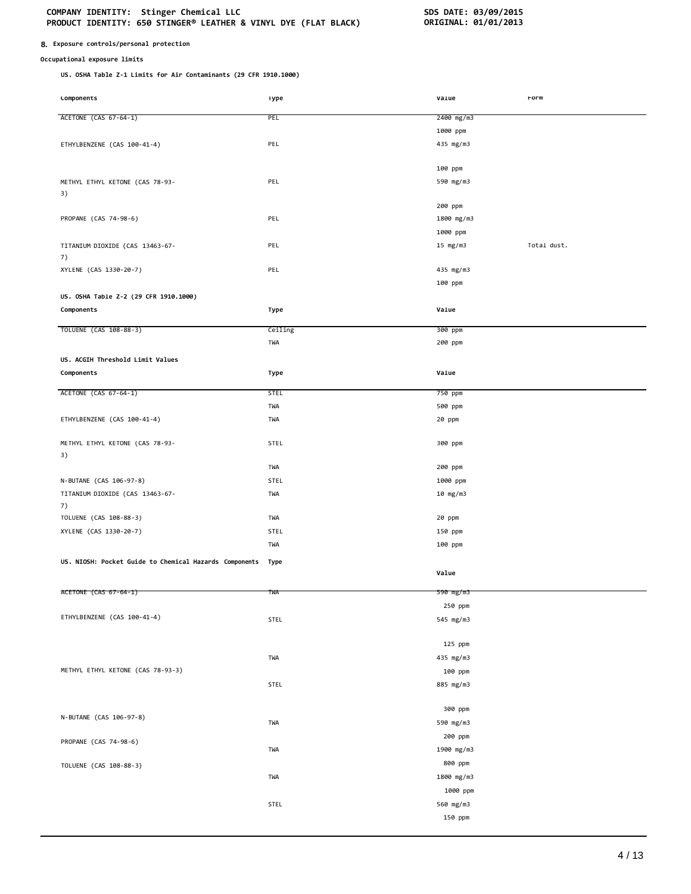## 8. Exposure controls/personal protection

**Occupational exposure limits**

**US. OSHA Table Z-1 Limits for Air Contaminants (29 CFR 1910.1000)**

| Components | Type | Value | Form |
|---|---|---|---|
| ACETONE (CAS 67-64-1) | PEL | 2400 mg/m3 | |
| | | 1000 ppm | |
| ETHYLBENZENE (CAS 100-41-4) | PEL | 435 mg/m3 | |
| | | 100 ppm | |
| METHYL ETHYL KETONE (CAS 78-93-3) | PEL | 590 mg/m3 | |
| | | 200 ppm | |
| PROPANE (CAS 74-98-6) | PEL | 1800 mg/m3 | |
| | | 1000 ppm | |
| TITANIUM DIOXIDE (CAS 13463-67-7) | PEL | 15 mg/m3 | Total dust. |
| XYLENE (CAS 1330-20-7) | PEL | 435 mg/m3 | |
| | | 100 ppm | |

**US. OSHA Table Z-2 (29 CFR 1910.1000)**

| Components | Type | Value |
|---|---|---|
| TOLUENE (CAS 108-88-3) | Ceiling | 300 ppm |
| | TWA | 200 ppm |

**US. ACGIH Threshold Limit Values**

| Components | Type | Value |
|---|---|---|
| ACETONE (CAS 67-64-1) | STEL | 750 ppm |
| | TWA | 500 ppm |
| ETHYLBENZENE (CAS 100-41-4) | TWA | 20 ppm |
| METHYL ETHYL KETONE (CAS 78-93-3) | STEL | 300 ppm |
| | TWA | 200 ppm |
| N-BUTANE (CAS 106-97-8) | STEL | 1000 ppm |
| TITANIUM DIOXIDE (CAS 13463-67-7) | TWA | 10 mg/m3 |
| TOLUENE (CAS 108-88-3) | TWA | 20 ppm |
| XYLENE (CAS 1330-20-7) | STEL | 150 ppm |
| | TWA | 100 ppm |

**US. NIOSH: Pocket Guide to Chemical Hazards**

| Components | Type | Value |
|---|---|---|
| ACETONE (CAS 67-64-1) | TWA | 590 mg/m3 |
| | | 250 ppm |
| ETHYLBENZENE (CAS 100-41-4) | STEL | 545 mg/m3 |
| | | 125 ppm |
| | TWA | 435 mg/m3 |
| METHYL ETHYL KETONE (CAS 78-93-3) | | 100 ppm |
| | STEL | 885 mg/m3 |
| | | 300 ppm |
| N-BUTANE (CAS 106-97-8) | TWA | 590 mg/m3 |
| | | 200 ppm |
| PROPANE (CAS 74-98-6) | TWA | 1900 mg/m3 |
| | | 800 ppm |
| TOLUENE (CAS 108-88-3) | TWA | 1800 mg/m3 |
| | | 1000 ppm |
| | STEL | 560 mg/m3 |
| | | 150 ppm |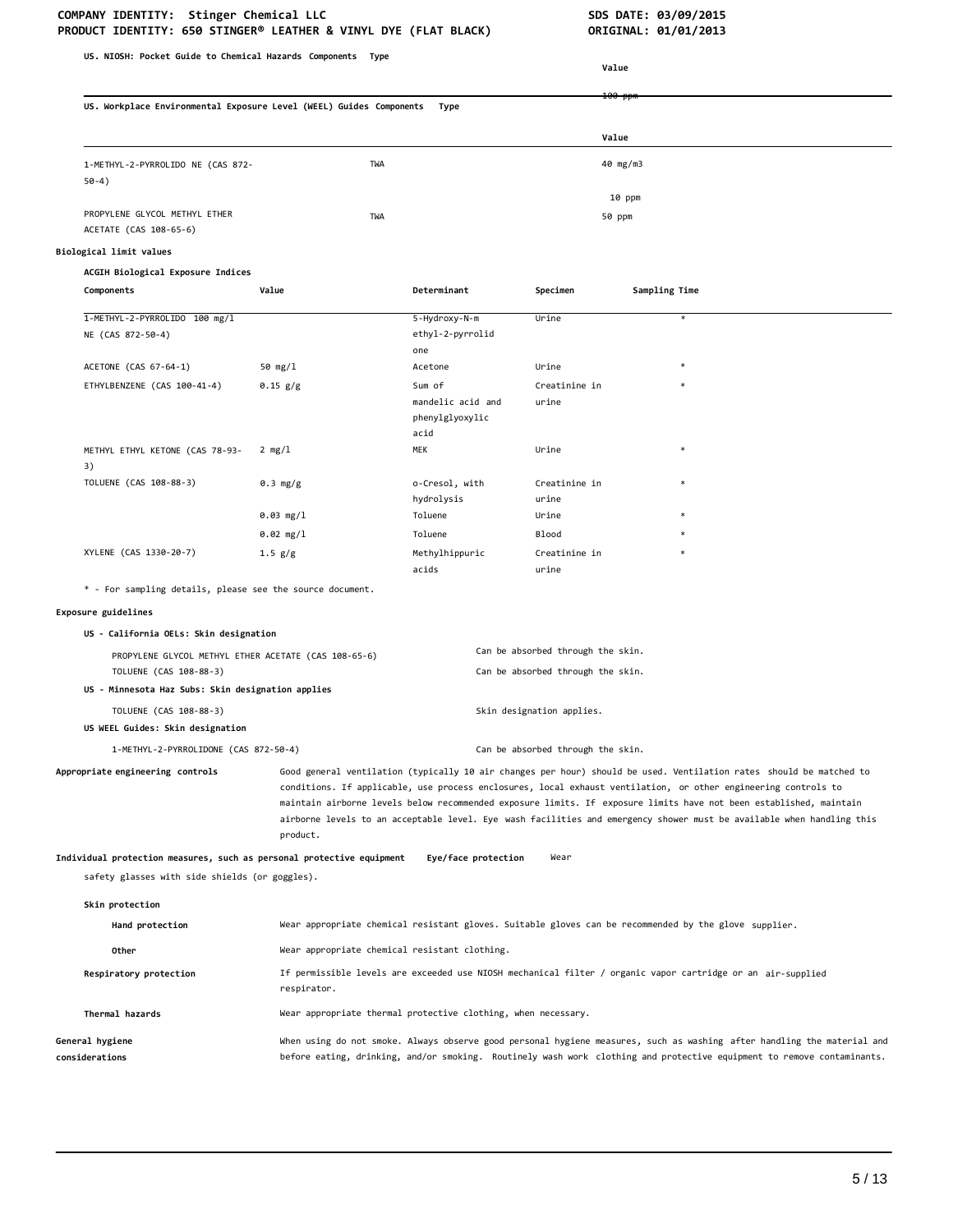**US. NIOSH: Pocket Guide to Chemical Hazards Components Type**

| | | Value |
|---|---|---|
| | | ~~100 ppm~~ |

**US. Workplace Environmental Exposure Level (WEEL) Guides Components Type**

| Components | Type | Value |
|---|---|---|
| 1-METHYL-2-PYRROLIDO NE (CAS 872-50-4) | TWA | 40 mg/m3 |
| | | 10 ppm |
| PROPYLENE GLYCOL METHYL ETHER ACETATE (CAS 108-65-6) | TWA | 50 ppm |

**Biological limit values**

**ACGIH Biological Exposure Indices**

| Components | Value | Determinant | Specimen | Sampling Time |
|---|---|---|---|---|
| 1-METHYL-2-PYRROLIDO NE (CAS 872-50-4) | 100 mg/l | 5-Hydroxy-N-m ethyl-2-pyrrolid one | Urine | * |
| ACETONE (CAS 67-64-1) | 50 mg/l | Acetone | Urine | * |
| ETHYLBENZENE (CAS 100-41-4) | 0.15 g/g | Sum of mandelic acid and phenylglyoxylic acid | Creatinine in urine | * |
| METHYL ETHYL KETONE (CAS 78-93-3) | 2 mg/l | MEK | Urine | * |
| TOLUENE (CAS 108-88-3) | 0.3 mg/g | o-Cresol, with hydrolysis | Creatinine in urine | * |
| | 0.03 mg/l | Toluene | Urine | * |
| | 0.02 mg/l | Toluene | Blood | * |
| XYLENE (CAS 1330-20-7) | 1.5 g/g | Methylhippuric acids | Creatinine in urine | * |

* - For sampling details, please see the source document.

**Exposure guidelines**

**US - California OELs: Skin designation**

PROPYLENE GLYCOL METHYL ETHER ACETATE (CAS 108-65-6) — Can be absorbed through the skin.

TOLUENE (CAS 108-88-3) — Can be absorbed through the skin.

**US - Minnesota Haz Subs: Skin designation applies**

TOLUENE (CAS 108-88-3) — Skin designation applies.

**US WEEL Guides: Skin designation**

1-METHYL-2-PYRROLIDONE (CAS 872-50-4) — Can be absorbed through the skin.

**Appropriate engineering controls**

Good general ventilation (typically 10 air changes per hour) should be used. Ventilation rates should be matched to conditions. If applicable, use process enclosures, local exhaust ventilation, or other engineering controls to maintain airborne levels below recommended exposure limits. If exposure limits have not been established, maintain airborne levels to an acceptable level. Eye wash facilities and emergency shower must be available when handling this product.

**Individual protection measures, such as personal protective equipment**

**Eye/face protection** Wear safety glasses with side shields (or goggles).

**Skin protection**

**Hand protection** Wear appropriate chemical resistant gloves. Suitable gloves can be recommended by the glove supplier.

**Other** Wear appropriate chemical resistant clothing.

**Respiratory protection** If permissible levels are exceeded use NIOSH mechanical filter / organic vapor cartridge or an air-supplied respirator.

**Thermal hazards** Wear appropriate thermal protective clothing, when necessary.

**General hygiene considerations**

When using do not smoke. Always observe good personal hygiene measures, such as washing after handling the material and before eating, drinking, and/or smoking. Routinely wash work clothing and protective equipment to remove contaminants.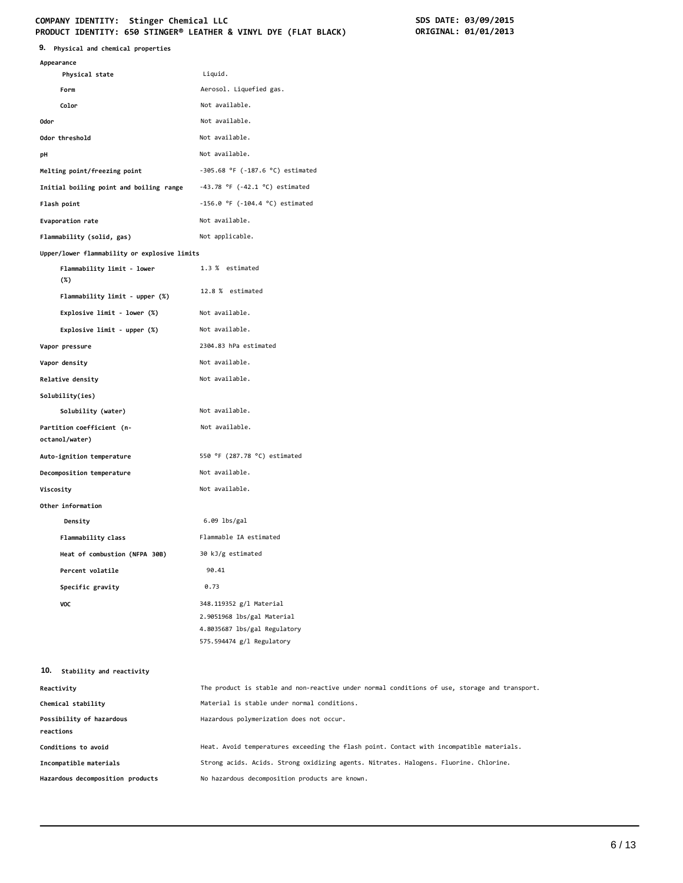## 9. Physical and chemical properties

| | |
|---|---|
| **Appearance** | |
| **Physical state** | Liquid. |
| **Form** | Aerosol. Liquefied gas. |
| **Color** | Not available. |
| **Odor** | Not available. |
| **Odor threshold** | Not available. |
| **pH** | Not available. |
| **Melting point/freezing point** | -305.68 °F (-187.6 °C) estimated |
| **Initial boiling point and boiling range** | -43.78 °F (-42.1 °C) estimated |
| **Flash point** | -156.0 °F (-104.4 °C) estimated |
| **Evaporation rate** | Not available. |
| **Flammability (solid, gas)** | Not applicable. |
| **Upper/lower flammability or explosive limits** | |
| **Flammability limit - lower (%)** | 1.3 % estimated |
| **Flammability limit - upper (%)** | 12.8 % estimated |
| **Explosive limit - lower (%)** | Not available. |
| **Explosive limit - upper (%)** | Not available. |
| **Vapor pressure** | 2304.83 hPa estimated |
| **Vapor density** | Not available. |
| **Relative density** | Not available. |
| **Solubility(ies)** | |
| **Solubility (water)** | Not available. |
| **Partition coefficient (n-octanol/water)** | Not available. |
| **Auto-ignition temperature** | 550 °F (287.78 °C) estimated |
| **Decomposition temperature** | Not available. |
| **Viscosity** | Not available. |
| **Other information** | |
| **Density** | 6.09 lbs/gal |
| **Flammability class** | Flammable IA estimated |
| **Heat of combustion (NFPA 30B)** | 30 kJ/g estimated |
| **Percent volatile** | 90.41 |
| **Specific gravity** | 0.73 |
| **VOC** | 348.119352 g/l Material<br>2.9051968 lbs/gal Material<br>4.8035687 lbs/gal Regulatory<br>575.594474 g/l Regulatory |

## 10. Stability and reactivity

| | |
|---|---|
| **Reactivity** | The product is stable and non-reactive under normal conditions of use, storage and transport. |
| **Chemical stability** | Material is stable under normal conditions. |
| **Possibility of hazardous reactions** | Hazardous polymerization does not occur. |
| **Conditions to avoid** | Heat. Avoid temperatures exceeding the flash point. Contact with incompatible materials. |
| **Incompatible materials** | Strong acids. Acids. Strong oxidizing agents. Nitrates. Halogens. Fluorine. Chlorine. |
| **Hazardous decomposition products** | No hazardous decomposition products are known. |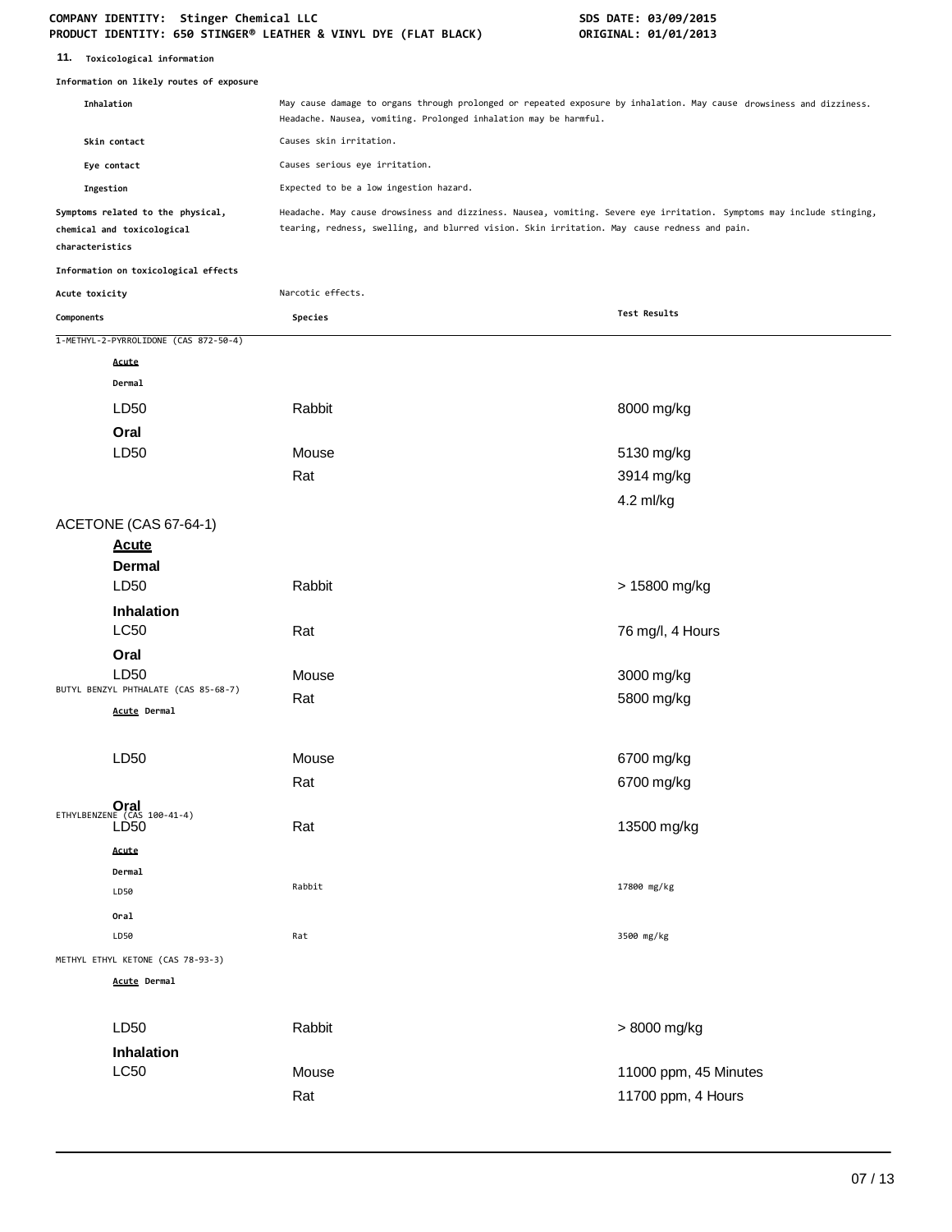## 11. Toxicological information

**Information on likely routes of exposure**

| | |
|---|---|
| **Inhalation** | May cause damage to organs through prolonged or repeated exposure by inhalation. May cause drowsiness and dizziness. Headache. Nausea, vomiting. Prolonged inhalation may be harmful. |
| **Skin contact** | Causes skin irritation. |
| **Eye contact** | Causes serious eye irritation. |
| **Ingestion** | Expected to be a low ingestion hazard. |
| **Symptoms related to the physical, chemical and toxicological characteristics** | Headache. May cause drowsiness and dizziness. Nausea, vomiting. Severe eye irritation. Symptoms may include stinging, tearing, redness, swelling, and blurred vision. Skin irritation. May cause redness and pain. |

**Information on toxicological effects**

**Acute toxicity** Narcotic effects.

| Components | Species | Test Results |
|---|---|---|
| 1-METHYL-2-PYRROLIDONE (CAS 872-50-4) | | |
| ***Acute*** | | |
| **Dermal** | | |
| LD50 | Rabbit | 8000 mg/kg |
| **Oral** | | |
| LD50 | Mouse | 5130 mg/kg |
| | Rat | 3914 mg/kg |
| | | 4.2 ml/kg |
| ACETONE (CAS 67-64-1) | | |
| ***Acute*** | | |
| **Dermal** | | |
| LD50 | Rabbit | > 15800 mg/kg |
| **Inhalation** | | |
| LC50 | Rat | 76 mg/l, 4 Hours |
| **Oral** | | |
| LD50 | Mouse | 3000 mg/kg |
| | Rat | 5800 mg/kg |
| BUTYL BENZYL PHTHALATE (CAS 85-68-7) | | |
| ***Acute*** **Dermal** | | |
| LD50 | Mouse | 6700 mg/kg |
| | Rat | 6700 mg/kg |
| **Oral** | | |
| LD50 | Rat | 13500 mg/kg |
| ETHYLBENZENE (CAS 100-41-4) | | |
| ***Acute*** | | |
| **Dermal** | | |
| LD50 | Rabbit | 17800 mg/kg |
| **Oral** | | |
| LD50 | Rat | 3500 mg/kg |
| METHYL ETHYL KETONE (CAS 78-93-3) | | |
| ***Acute*** **Dermal** | | |
| LD50 | Rabbit | > 8000 mg/kg |
| **Inhalation** | | |
| LC50 | Mouse | 11000 ppm, 45 Minutes |
| | Rat | 11700 ppm, 4 Hours |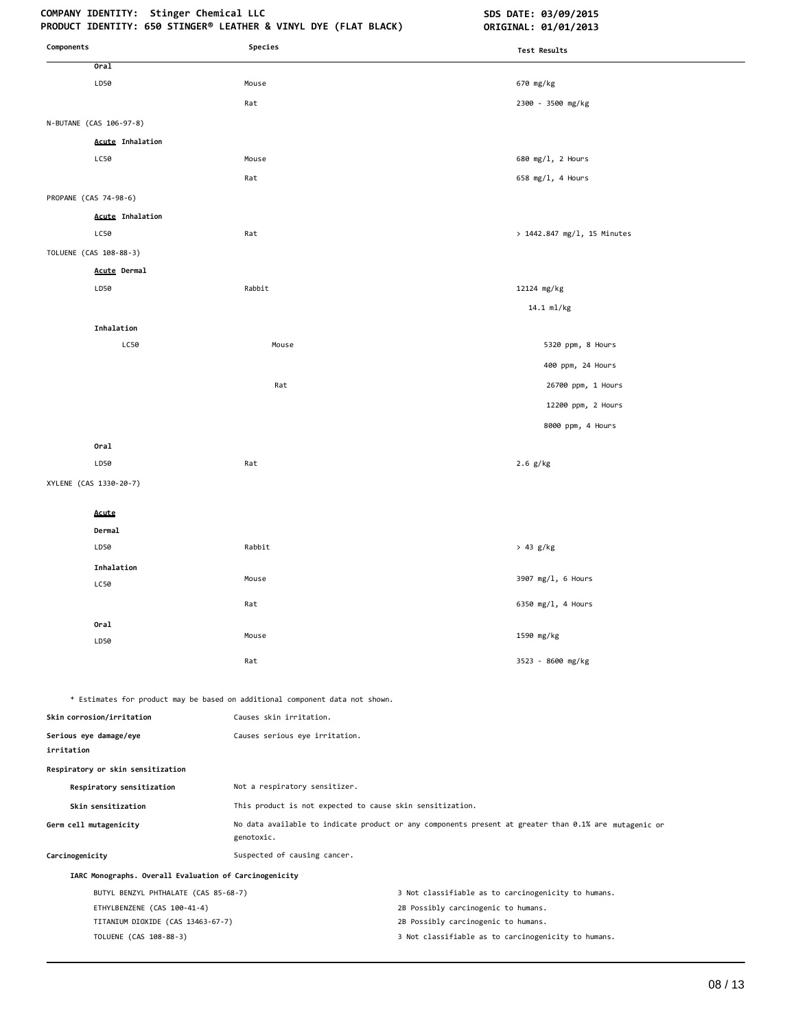| Components | Species | Test Results |
|---|---|---|
| **Oral** | | |
| LD50 | Mouse | 670 mg/kg |
| | Rat | 2300 - 3500 mg/kg |
| N-BUTANE (CAS 106-97-8) | | |
| **Acute Inhalation** | | |
| LC50 | Mouse | 680 mg/l, 2 Hours |
| | Rat | 658 mg/l, 4 Hours |
| PROPANE (CAS 74-98-6) | | |
| **Acute Inhalation** | | |
| LC50 | Rat | > 1442.847 mg/l, 15 Minutes |
| TOLUENE (CAS 108-88-3) | | |
| **Acute Dermal** | | |
| LD50 | Rabbit | 12124 mg/kg |
| | | 14.1 ml/kg |
| **Inhalation** | | |
| LC50 | Mouse | 5320 ppm, 8 Hours |
| | | 400 ppm, 24 Hours |
| | Rat | 26700 ppm, 1 Hours |
| | | 12200 ppm, 2 Hours |
| | | 8000 ppm, 4 Hours |
| **Oral** | | |
| LD50 | Rat | 2.6 g/kg |
| XYLENE (CAS 1330-20-7) | | |
| **Acute** | | |
| **Dermal** | | |
| LD50 | Rabbit | > 43 g/kg |
| **Inhalation** | | |
| LC50 | Mouse | 3907 mg/l, 6 Hours |
| | Rat | 6350 mg/l, 4 Hours |
| **Oral** | | |
| LD50 | Mouse | 1590 mg/kg |
| | Rat | 3523 - 8600 mg/kg |

* Estimates for product may be based on additional component data not shown.

**Skin corrosion/irritation** Causes skin irritation.

**Serious eye damage/eye irritation** Causes serious eye irritation.

**Respiratory or skin sensitization**

**Respiratory sensitization** Not a respiratory sensitizer.

**Skin sensitization** This product is not expected to cause skin sensitization.

**Germ cell mutagenicity** No data available to indicate product or any components present at greater than 0.1% are mutagenic or genotoxic.

**Carcinogenicity** Suspected of causing cancer.

**IARC Monographs. Overall Evaluation of Carcinogenicity**

| | |
|---|---|
| BUTYL BENZYL PHTHALATE (CAS 85-68-7) | 3 Not classifiable as to carcinogenicity to humans. |
| ETHYLBENZENE (CAS 100-41-4) | 2B Possibly carcinogenic to humans. |
| TITANIUM DIOXIDE (CAS 13463-67-7) | 2B Possibly carcinogenic to humans. |
| TOLUENE (CAS 108-88-3) | 3 Not classifiable as to carcinogenicity to humans. |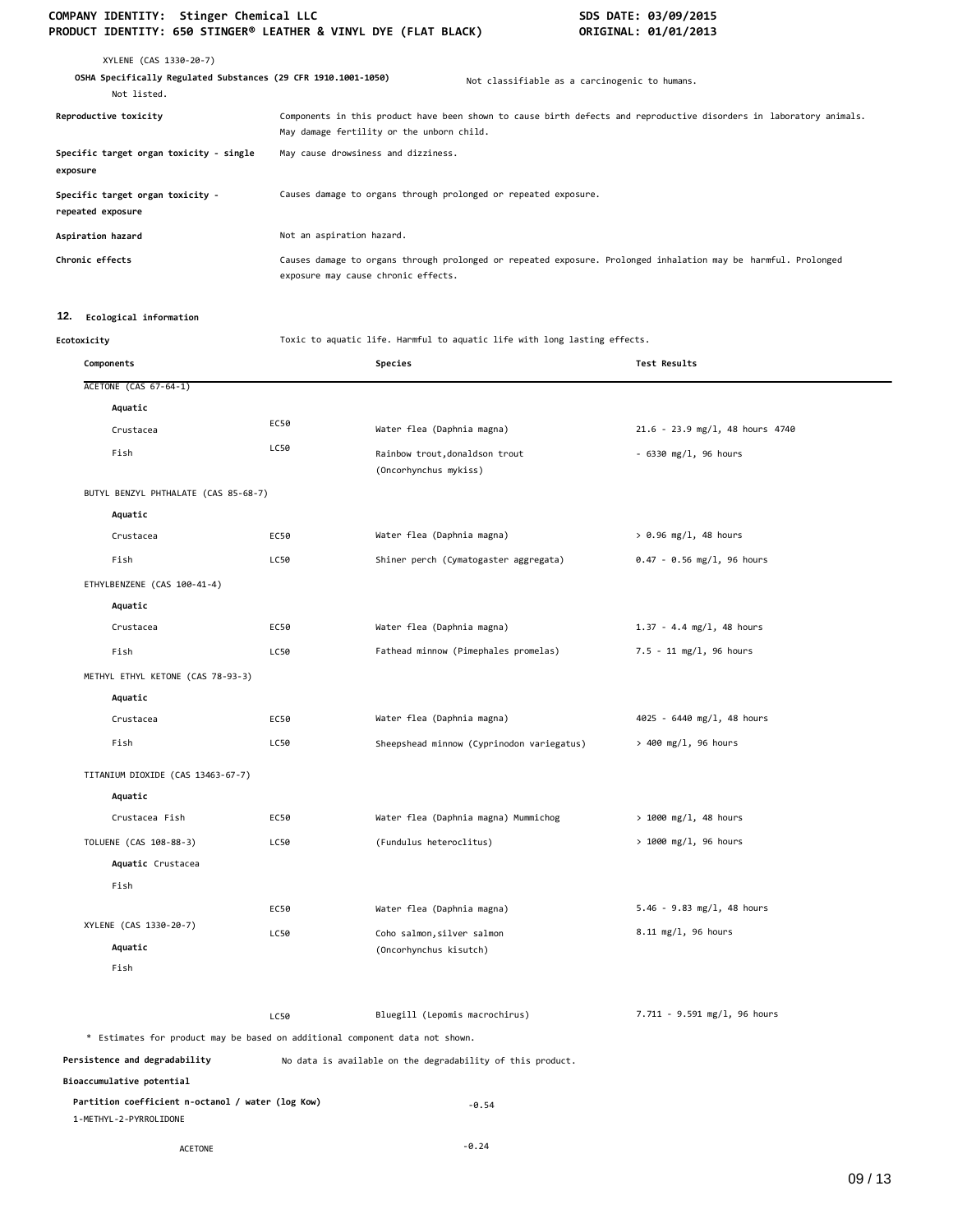XYLENE (CAS 1330-20-7)

**OSHA Specifically Regulated Substances (29 CFR 1910.1001-1050)** Not classifiable as a carcinogenic to humans.

Not listed.

| | |
|---|---|
| **Reproductive toxicity** | Components in this product have been shown to cause birth defects and reproductive disorders in laboratory animals. May damage fertility or the unborn child. |
| **Specific target organ toxicity - single exposure** | May cause drowsiness and dizziness. |
| **Specific target organ toxicity - repeated exposure** | Causes damage to organs through prolonged or repeated exposure. |
| **Aspiration hazard** | Not an aspiration hazard. |
| **Chronic effects** | Causes damage to organs through prolonged or repeated exposure. Prolonged inhalation may be harmful. Prolonged exposure may cause chronic effects. |

## 12. Ecological information

**Ecotoxicity** Toxic to aquatic life. Harmful to aquatic life with long lasting effects.

| Components | | Species | Test Results |
|---|---|---|---|
| ACETONE (CAS 67-64-1) | | | |
| **Aquatic** | | | |
| Crustacea | EC50 | Water flea (Daphnia magna) | 21.6 - 23.9 mg/l, 48 hours 4740 |
| Fish | LC50 | Rainbow trout,donaldson trout (Oncorhynchus mykiss) | - 6330 mg/l, 96 hours |
| BUTYL BENZYL PHTHALATE (CAS 85-68-7) | | | |
| **Aquatic** | | | |
| Crustacea | EC50 | Water flea (Daphnia magna) | > 0.96 mg/l, 48 hours |
| Fish | LC50 | Shiner perch (Cymatogaster aggregata) | 0.47 - 0.56 mg/l, 96 hours |
| ETHYLBENZENE (CAS 100-41-4) | | | |
| **Aquatic** | | | |
| Crustacea | EC50 | Water flea (Daphnia magna) | 1.37 - 4.4 mg/l, 48 hours |
| Fish | LC50 | Fathead minnow (Pimephales promelas) | 7.5 - 11 mg/l, 96 hours |
| METHYL ETHYL KETONE (CAS 78-93-3) | | | |
| **Aquatic** | | | |
| Crustacea | EC50 | Water flea (Daphnia magna) | 4025 - 6440 mg/l, 48 hours |
| Fish | LC50 | Sheepshead minnow (Cyprinodon variegatus) | > 400 mg/l, 96 hours |
| TITANIUM DIOXIDE (CAS 13463-67-7) | | | |
| **Aquatic** | | | |
| Crustacea Fish | EC50 | Water flea (Daphnia magna) Mummichog | > 1000 mg/l, 48 hours |
| TOLUENE (CAS 108-88-3) | LC50 | (Fundulus heteroclitus) | > 1000 mg/l, 96 hours |
| **Aquatic** Crustacea | | | |
| Fish | | | |
| | EC50 | Water flea (Daphnia magna) | 5.46 - 9.83 mg/l, 48 hours |
| XYLENE (CAS 1330-20-7) | LC50 | Coho salmon,silver salmon (Oncorhynchus kisutch) | 8.11 mg/l, 96 hours |
| **Aquatic** | | | |
| Fish | | | |
| | LC50 | Bluegill (Lepomis macrochirus) | 7.711 - 9.591 mg/l, 96 hours |

\* Estimates for product may be based on additional component data not shown.

**Persistence and degradability** No data is available on the degradability of this product.

**Bioaccumulative potential**

**Partition coefficient n-octanol / water (log Kow)**

| | |
|---|---|
| 1-METHYL-2-PYRROLIDONE | -0.54 |
| ACETONE | -0.24 |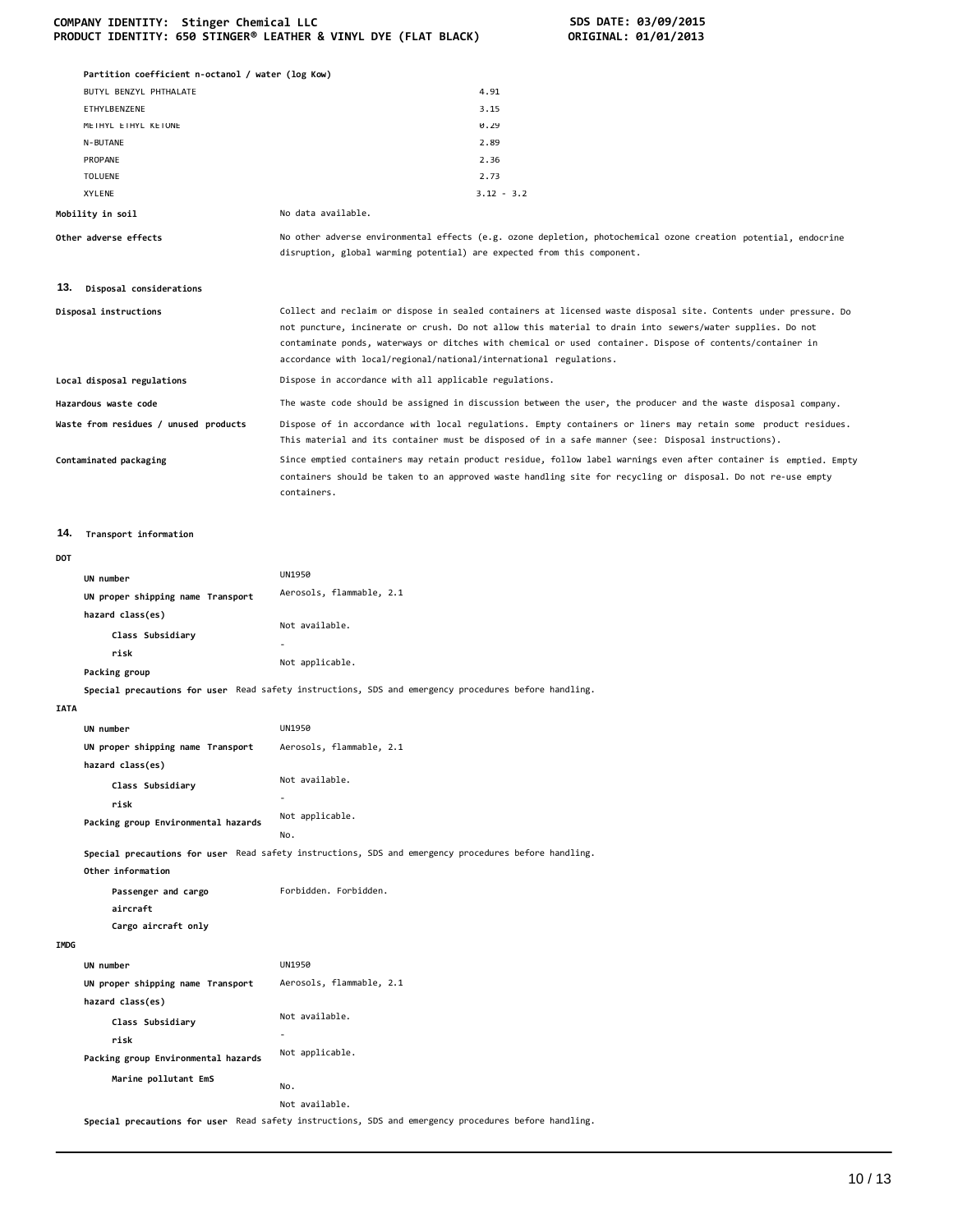**Partition coefficient n-octanol / water (log Kow)**

| | |
|---|---|
| BUTYL BENZYL PHTHALATE | 4.91 |
| ETHYLBENZENE | 3.15 |
| METHYL ETHYL KETONE | 0.29 |
| N-BUTANE | 2.89 |
| PROPANE | 2.36 |
| TOLUENE | 2.73 |
| XYLENE | 3.12 - 3.2 |

**Mobility in soil** No data available.

**Other adverse effects** No other adverse environmental effects (e.g. ozone depletion, photochemical ozone creation potential, endocrine disruption, global warming potential) are expected from this component.

## 13. Disposal considerations

**Disposal instructions** Collect and reclaim or dispose in sealed containers at licensed waste disposal site. Contents under pressure. Do not puncture, incinerate or crush. Do not allow this material to drain into sewers/water supplies. Do not contaminate ponds, waterways or ditches with chemical or used container. Dispose of contents/container in accordance with local/regional/national/international regulations.

**Local disposal regulations** Dispose in accordance with all applicable regulations.

**Hazardous waste code** The waste code should be assigned in discussion between the user, the producer and the waste disposal company.

**Waste from residues / unused products** Dispose of in accordance with local regulations. Empty containers or liners may retain some product residues. This material and its container must be disposed of in a safe manner (see: Disposal instructions).

**Contaminated packaging** Since emptied containers may retain product residue, follow label warnings even after container is emptied. Empty containers should be taken to an approved waste handling site for recycling or disposal. Do not re-use empty containers.

## 14. Transport information

**DOT**

**UN number** UN1950

**UN proper shipping name Transport hazard class(es)** Aerosols, flammable, 2.1

**Class Subsidiary risk** Not available. -

**Packing group** Not applicable.

**Special precautions for user** Read safety instructions, SDS and emergency procedures before handling.

**IATA**

**UN number** UN1950

**UN proper shipping name Transport hazard class(es)** Aerosols, flammable, 2.1

**Class Subsidiary risk** Not available. -

**Packing group Environmental hazards** Not applicable. No.

**Special precautions for user** Read safety instructions, SDS and emergency procedures before handling.

**Other information**

**Passenger and cargo aircraft** **Cargo aircraft only** Forbidden. Forbidden.

**IMDG**

**UN number** UN1950

**UN proper shipping name Transport hazard class(es)** Aerosols, flammable, 2.1

**Class Subsidiary risk** Not available. -

**Packing group Environmental hazards** Not applicable.

**Marine pollutant EmS** No. Not available.

**Special precautions for user** Read safety instructions, SDS and emergency procedures before handling.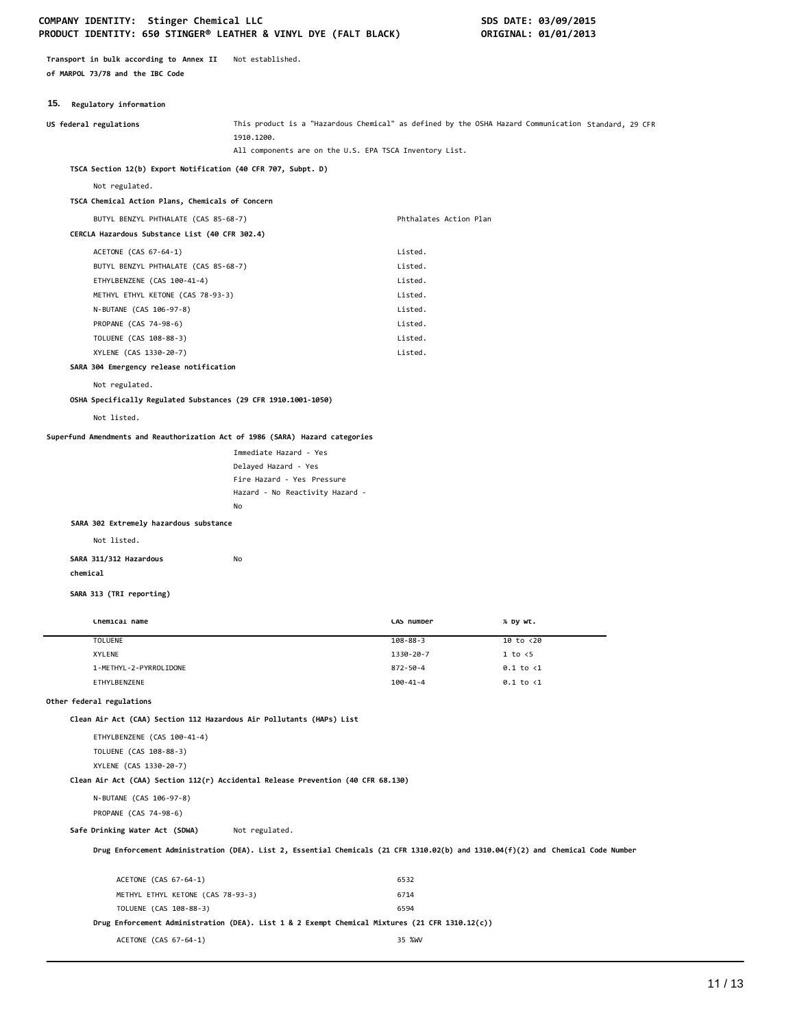**Transport in bulk according to Annex II of MARPOL 73/78 and the IBC Code** Not established.

## 15. Regulatory information

**US federal regulations** This product is a "Hazardous Chemical" as defined by the OSHA Hazard Communication Standard, 29 CFR 1910.1200.
All components are on the U.S. EPA TSCA Inventory List.

**TSCA Section 12(b) Export Notification (40 CFR 707, Subpt. D)**

Not regulated.

**TSCA Chemical Action Plans, Chemicals of Concern**

| | |
|---|---|
| BUTYL BENZYL PHTHALATE (CAS 85-68-7) | Phthalates Action Plan |

**CERCLA Hazardous Substance List (40 CFR 302.4)**

| | |
|---|---|
| ACETONE (CAS 67-64-1) | Listed. |
| BUTYL BENZYL PHTHALATE (CAS 85-68-7) | Listed. |
| ETHYLBENZENE (CAS 100-41-4) | Listed. |
| METHYL ETHYL KETONE (CAS 78-93-3) | Listed. |
| N-BUTANE (CAS 106-97-8) | Listed. |
| PROPANE (CAS 74-98-6) | Listed. |
| TOLUENE (CAS 108-88-3) | Listed. |
| XYLENE (CAS 1330-20-7) | Listed. |

**SARA 304 Emergency release notification**

Not regulated.

**OSHA Specifically Regulated Substances (29 CFR 1910.1001-1050)**

Not listed.

**Superfund Amendments and Reauthorization Act of 1986 (SARA) Hazard categories**

Immediate Hazard - Yes
Delayed Hazard - Yes
Fire Hazard - Yes Pressure
Hazard - No Reactivity Hazard - No

**SARA 302 Extremely hazardous substance**

Not listed.

**SARA 311/312 Hazardous chemical** No

**SARA 313 (TRI reporting)**

| Chemical name | CAS number | % by wt. |
|---|---|---|
| TOLUENE | 108-88-3 | 10 to <20 |
| XYLENE | 1330-20-7 | 1 to <5 |
| 1-METHYL-2-PYRROLIDONE | 872-50-4 | 0.1 to <1 |
| ETHYLBENZENE | 100-41-4 | 0.1 to <1 |

**Other federal regulations**

**Clean Air Act (CAA) Section 112 Hazardous Air Pollutants (HAPs) List**

ETHYLBENZENE (CAS 100-41-4)
TOLUENE (CAS 108-88-3)
XYLENE (CAS 1330-20-7)

**Clean Air Act (CAA) Section 112(r) Accidental Release Prevention (40 CFR 68.130)**

N-BUTANE (CAS 106-97-8)
PROPANE (CAS 74-98-6)

**Safe Drinking Water Act (SDWA)** Not regulated.

**Drug Enforcement Administration (DEA). List 2, Essential Chemicals (21 CFR 1310.02(b) and 1310.04(f)(2) and Chemical Code Number**

| | |
|---|---|
| ACETONE (CAS 67-64-1) | 6532 |
| METHYL ETHYL KETONE (CAS 78-93-3) | 6714 |
| TOLUENE (CAS 108-88-3) | 6594 |

**Drug Enforcement Administration (DEA). List 1 & 2 Exempt Chemical Mixtures (21 CFR 1310.12(c))**

| | |
|---|---|
| ACETONE (CAS 67-64-1) | 35 %WV |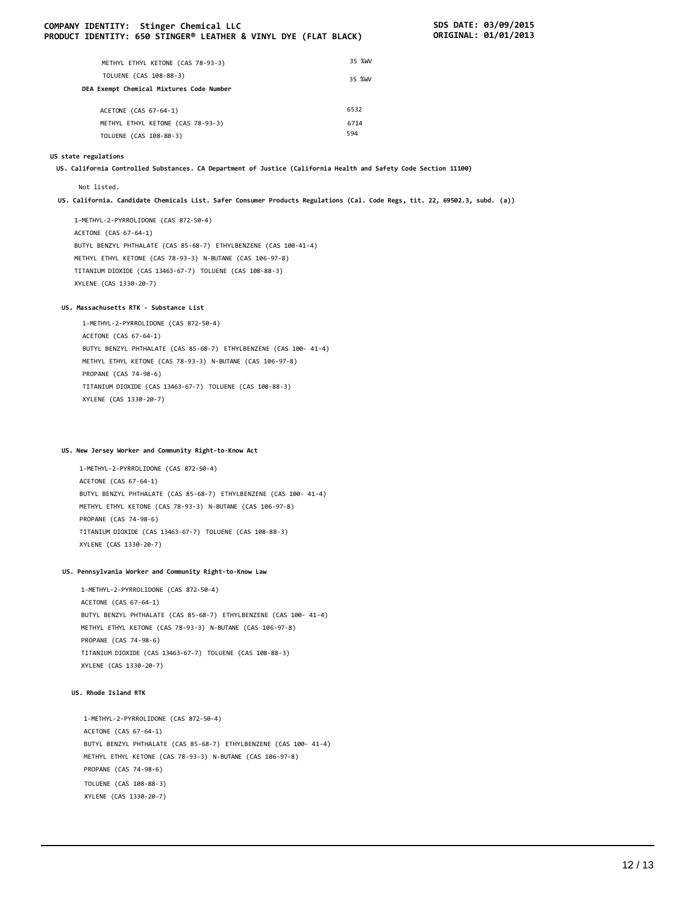| | |
|---|---|
| METHYL ETHYL KETONE (CAS 78-93-3) | 35 %WV |
| TOLUENE (CAS 108-88-3) | 35 %WV |

**DEA Exempt Chemical Mixtures Code Number**

| | |
|---|---|
| ACETONE (CAS 67-64-1) | 6532 |
| METHYL ETHYL KETONE (CAS 78-93-3) | 6714 |
| TOLUENE (CAS 108-88-3) | 594 |

**US state regulations**

**US. California Controlled Substances. CA Department of Justice (California Health and Safety Code Section 11100)**

Not listed.

**US. California. Candidate Chemicals List. Safer Consumer Products Regulations (Cal. Code Regs, tit. 22, 69502.3, subd. (a))**

1-METHYL-2-PYRROLIDONE (CAS 872-50-4)
ACETONE (CAS 67-64-1)
BUTYL BENZYL PHTHALATE (CAS 85-68-7) ETHYLBENZENE (CAS 100-41-4)
METHYL ETHYL KETONE (CAS 78-93-3) N-BUTANE (CAS 106-97-8)
TITANIUM DIOXIDE (CAS 13463-67-7) TOLUENE (CAS 108-88-3)
XYLENE (CAS 1330-20-7)

**US. Massachusetts RTK - Substance List**

1-METHYL-2-PYRROLIDONE (CAS 872-50-4)
ACETONE (CAS 67-64-1)
BUTYL BENZYL PHTHALATE (CAS 85-68-7) ETHYLBENZENE (CAS 100- 41-4)
METHYL ETHYL KETONE (CAS 78-93-3) N-BUTANE (CAS 106-97-8)
PROPANE (CAS 74-98-6)
TITANIUM DIOXIDE (CAS 13463-67-7) TOLUENE (CAS 108-88-3)
XYLENE (CAS 1330-20-7)

**US. New Jersey Worker and Community Right-to-Know Act**

1-METHYL-2-PYRROLIDONE (CAS 872-50-4)
ACETONE (CAS 67-64-1)
BUTYL BENZYL PHTHALATE (CAS 85-68-7) ETHYLBENZENE (CAS 100- 41-4)
METHYL ETHYL KETONE (CAS 78-93-3) N-BUTANE (CAS 106-97-8)
PROPANE (CAS 74-98-6)
TITANIUM DIOXIDE (CAS 13463-67-7) TOLUENE (CAS 108-88-3)
XYLENE (CAS 1330-20-7)

**US. Pennsylvania Worker and Community Right-to-Know Law**

1-METHYL-2-PYRROLIDONE (CAS 872-50-4)
ACETONE (CAS 67-64-1)
BUTYL BENZYL PHTHALATE (CAS 85-68-7) ETHYLBENZENE (CAS 100- 41-4)
METHYL ETHYL KETONE (CAS 78-93-3) N-BUTANE (CAS 106-97-8)
PROPANE (CAS 74-98-6)
TITANIUM DIOXIDE (CAS 13463-67-7) TOLUENE (CAS 108-88-3)
XYLENE (CAS 1330-20-7)

**US. Rhode Island RTK**

1-METHYL-2-PYRROLIDONE (CAS 872-50-4)
ACETONE (CAS 67-64-1)
BUTYL BENZYL PHTHALATE (CAS 85-68-7) ETHYLBENZENE (CAS 100- 41-4)
METHYL ETHYL KETONE (CAS 78-93-3) N-BUTANE (CAS 106-97-8)
PROPANE (CAS 74-98-6)
TOLUENE (CAS 108-88-3)
XYLENE (CAS 1330-20-7)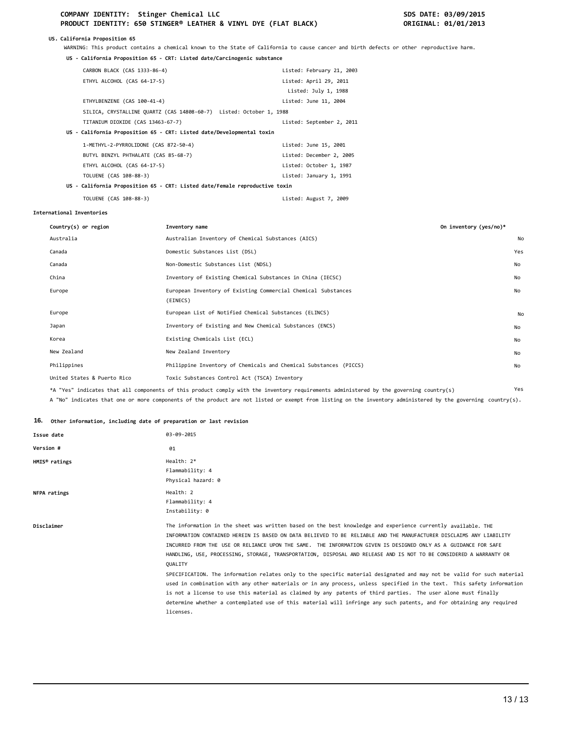**US. California Proposition 65**

WARNING: This product contains a chemical known to the State of California to cause cancer and birth defects or other reproductive harm.

**US - California Proposition 65 - CRT: Listed date/Carcinogenic substance**

| | |
|---|---|
| CARBON BLACK (CAS 1333-86-4) | Listed: February 21, 2003 |
| ETHYL ALCOHOL (CAS 64-17-5) | Listed: April 29, 2011<br>Listed: July 1, 1988 |
| ETHYLBENZENE (CAS 100-41-4) | Listed: June 11, 2004 |
| SILICA, CRYSTALLINE QUARTZ (CAS 14808-60-7) | Listed: October 1, 1988 |
| TITANIUM DIOXIDE (CAS 13463-67-7) | Listed: September 2, 2011 |

**US - California Proposition 65 - CRT: Listed date/Developmental toxin**

| | |
|---|---|
| 1-METHYL-2-PYRROLIDONE (CAS 872-50-4) | Listed: June 15, 2001 |
| BUTYL BENZYL PHTHALATE (CAS 85-68-7) | Listed: December 2, 2005 |
| ETHYL ALCOHOL (CAS 64-17-5) | Listed: October 1, 1987 |
| TOLUENE (CAS 108-88-3) | Listed: January 1, 1991 |

**US - California Proposition 65 - CRT: Listed date/Female reproductive toxin**

| | |
|---|---|
| TOLUENE (CAS 108-88-3) | Listed: August 7, 2009 |

**International Inventories**

| Country(s) or region | Inventory name | On inventory (yes/no)* |
|---|---|---|
| Australia | Australian Inventory of Chemical Substances (AICS) | No |
| Canada | Domestic Substances List (DSL) | Yes |
| Canada | Non-Domestic Substances List (NDSL) | No |
| China | Inventory of Existing Chemical Substances in China (IECSC) | No |
| Europe | European Inventory of Existing Commercial Chemical Substances (EINECS) | No |
| Europe | European List of Notified Chemical Substances (ELINCS) | No |
| Japan | Inventory of Existing and New Chemical Substances (ENCS) | No |
| Korea | Existing Chemicals List (ECL) | No |
| New Zealand | New Zealand Inventory | No |
| Philippines | Philippine Inventory of Chemicals and Chemical Substances (PICCS) | No |
| United States & Puerto Rico | Toxic Substances Control Act (TSCA) Inventory | Yes |

*A "Yes" indicates that all components of this product comply with the inventory requirements administered by the governing country(s)

A "No" indicates that one or more components of the product are not listed or exempt from listing on the inventory administered by the governing country(s).

## 16. Other information, including date of preparation or last revision

| | |
|---|---|
| **Issue date** | 03-09-2015 |
| **Version #** | 01 |
| **HMIS® ratings** | Health: 2*<br>Flammability: 4<br>Physical hazard: 0 |
| **NFPA ratings** | Health: 2<br>Flammability: 4<br>Instability: 0 |
| **Disclaimer** | The information in the sheet was written based on the best knowledge and experience currently available. THE INFORMATION CONTAINED HEREIN IS BASED ON DATA BELIEVED TO BE RELIABLE AND THE MANUFACTURER DISCLAIMS ANY LIABILITY INCURRED FROM THE USE OR RELIANCE UPON THE SAME. THE INFORMATION GIVEN IS DESIGNED ONLY AS A GUIDANCE FOR SAFE HANDLING, USE, PROCESSING, STORAGE, TRANSPORTATION, DISPOSAL AND RELEASE AND IS NOT TO BE CONSIDERED A WARRANTY OR QUALITY SPECIFICATION. The information relates only to the specific material designated and may not be valid for such material used in combination with any other materials or in any process, unless specified in the text. This safety information is not a license to use this material as claimed by any patents of third parties. The user alone must finally determine whether a contemplated use of this material will infringe any such patents, and for obtaining any required licenses. |